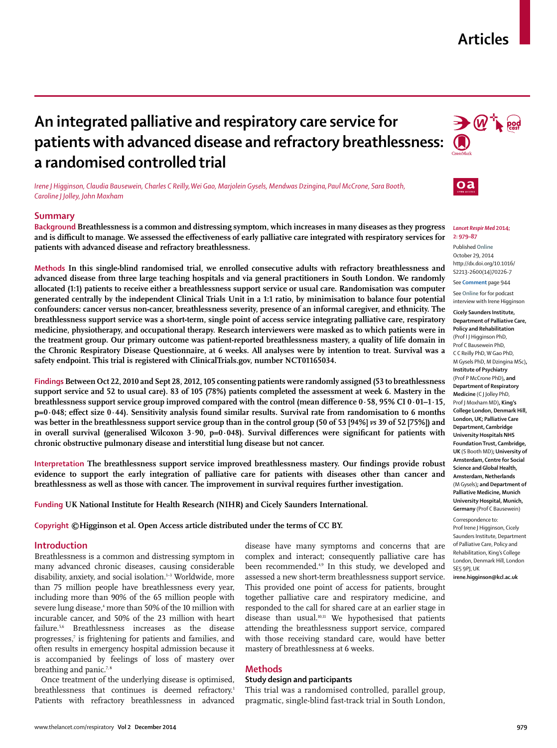Articles

# An integrated palliative and respiratory care service for patients with advanced disease and refractory breathlessness: a randomised controlled trial

*Irene J Higginson, Claudia Bausewein, Charles C Reilly, Wei Gao, Marjolein Gysels, Mendwas Dzingina, Paul McCrone, Sara Booth, Caroline J Jolley, John Moxham*

## Summary

**Background** **Breathlessness is a common and distressing symptom, which increases in many diseases as they progress and is difficult to manage. We assessed the effectiveness of early palliative care integrated with respiratory services for patients with advanced disease and refractory breathlessness.**

**Methods** **In this single-blind randomised trial, we enrolled consecutive adults with refractory breathlessness and advanced disease from three large teaching hospitals and via general practitioners in South London. We randomly allocated (1:1) patients to receive either a breathlessness support service or usual care. Randomisation was computer generated centrally by the independent Clinical Trials Unit in a 1:1 ratio, by minimisation to balance four potential confounders: cancer versus non-cancer, breathlessness severity, presence of an informal caregiver, and ethnicity. The breathlessness support service was a short-term, single point of access service integrating palliative care, respiratory medicine, physiotherapy, and occupational therapy. Research interviewers were masked as to which patients were in the treatment group. Our primary outcome was patient-reported breathlessness mastery, a quality of life domain in the Chronic Respiratory Disease Questionnaire, at 6 weeks. All analyses were by intention to treat. Survival was a safety endpoint. This trial is registered with ClinicalTrials.gov, number NCT01165034.**

**Findings** **Between Oct 22, 2010 and Sept 28, 2012, 105 consenting patients were randomly assigned (53 to breathlessness support service and 52 to usual care). 83 of 105 (78%) patients completed the assessment at week 6. Mastery in the breathlessness support service group improved compared with the control (mean difference 0·58, 95% CI 0·01–1·15, p=0·048; effect size 0·44). Sensitivity analysis found similar results. Survival rate from randomisation to 6 months was better in the breathlessness support service group than in the control group (50 of 53 [94%] *vs* 39 of 52 [75%]) and in overall survival (generalised Wilcoxon 3·90, p=0·048). Survival differences were significant for patients with chronic obstructive pulmonary disease and interstitial lung disease but not cancer.**

**Interpretation** **The breathlessness support service improved breathlessness mastery. Our findings provide robust evidence to support the early integration of palliative care for patients with diseases other than cancer and breathlessness as well as those with cancer. The improvement in survival requires further investigation.**

**Funding** **UK National Institute for Health Research (NIHR) and Cicely Saunders International.**

**Copyright** **©Higginson et al. Open Access article distributed under the terms of CC BY.**

*Lancet Respir Med* 2014; 2: 979–87

Published Online October 29, 2014 http://dx.doi.org/10.1016/S2213-2600(14)70226-7

See **Comment** page 944

See Online for for podcast interview with Irene Higginson

**Cicely Saunders Institute, Department of Palliative Care, Policy and Rehabilitation** (Prof I J Higginson PhD, Prof C Bausewein PhD, C C Reilly PhD, W Gao PhD, M Gysels PhD, M Dzingina MSc), **Institute of Psychiatry** (Prof P McCrone PhD), **and Department of Respiratory Medicine** (C J Jolley PhD, Prof J Moxham MD), **King's College London, Denmark Hill, London, UK; Palliative Care Department, Cambridge University Hospitals NHS Foundation Trust, Cambridge, UK** (S Booth MD); **University of Amsterdam, Centre for Social Science and Global Health, Amsterdam, Netherlands** (M Gysels); **and Department of Palliative Medicine, Munich University Hospital, Munich, Germany** (Prof C Bausewein)

Correspondence to: Prof Irene J Higginson, Cicely Saunders Institute, Department of Palliative Care, Policy and Rehabilitation, King's College London, Denmark Hill, London SE5 9PJ, UK **irene.higginson@kcl.ac.uk**

## Introduction

Breathlessness is a common and distressing symptom in many advanced chronic diseases, causing considerable disability, anxiety, and social isolation.[1–3] Worldwide, more than 75 million people have breathlessness every year, including more than 90% of the 65 million people with severe lung disease,[4] more than 50% of the 10 million with incurable cancer, and 50% of the 23 million with heart failure.[5,6] Breathlessness increases as the disease progresses,[7] is frightening for patients and families, and often results in emergency hospital admission because it is accompanied by feelings of loss of mastery over breathing and panic.[7,8]

Once treatment of the underlying disease is optimised, breathlessness that continues is deemed refractory.[1] Patients with refractory breathlessness in advanced disease have many symptoms and concerns that are complex and interact; consequently palliative care has been recommended.[4,9] In this study, we developed and assessed a new short-term breathlessness support service. This provided one point of access for patients, brought together palliative care and respiratory medicine, and responded to the call for shared care at an earlier stage in disease than usual.[10,11] We hypothesised that patients attending the breathlessness support service, compared with those receiving standard care, would have better mastery of breathlessness at 6 weeks.

## Methods

### Study design and participants

This trial was a randomised controlled, parallel group, pragmatic, single-blind fast-track trial in South London,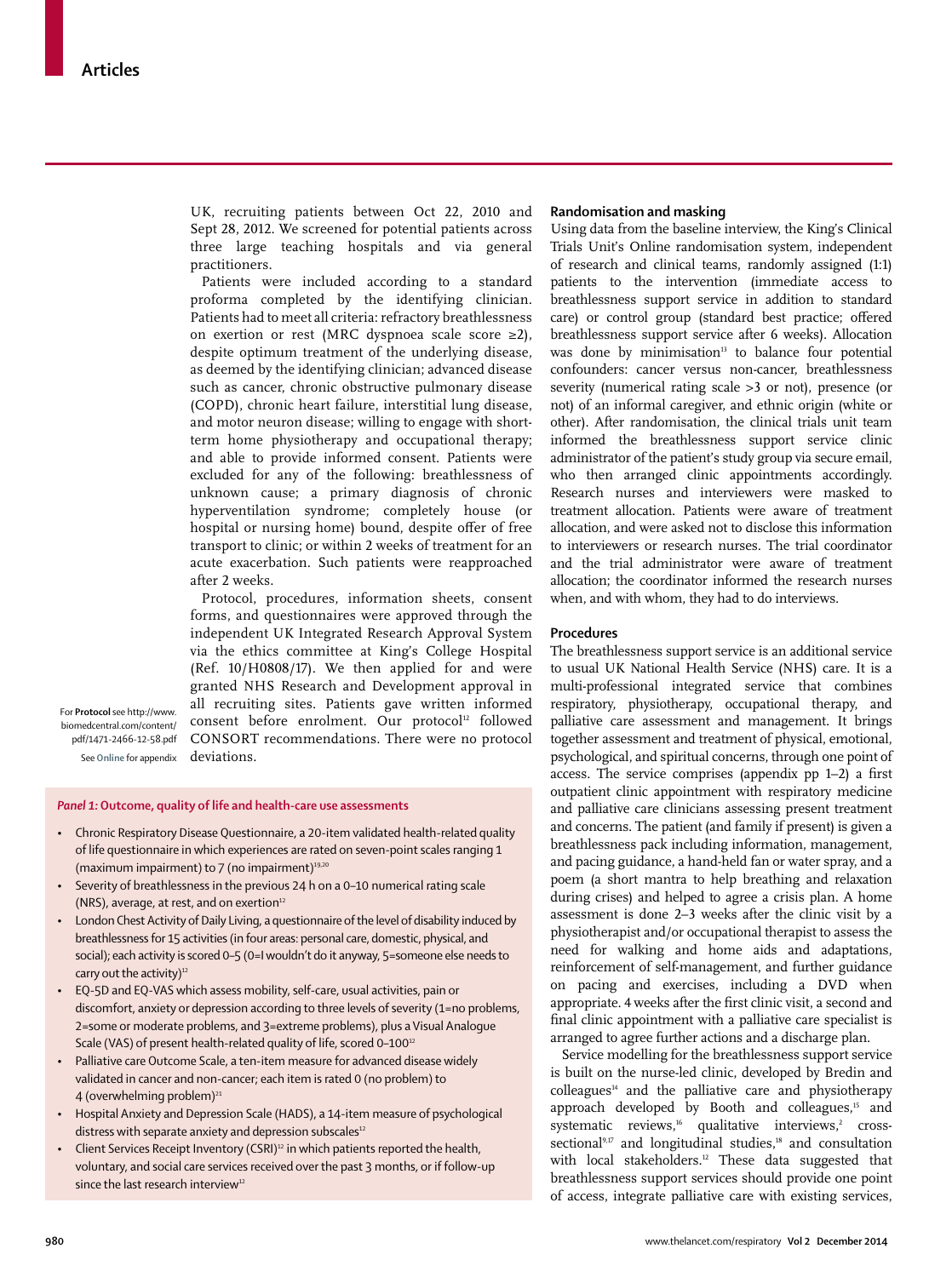UK, recruiting patients between Oct 22, 2010 and Sept 28, 2012. We screened for potential patients across three large teaching hospitals and via general practitioners.

Patients were included according to a standard proforma completed by the identifying clinician. Patients had to meet all criteria: refractory breathlessness on exertion or rest (MRC dyspnoea scale score ≥2), despite optimum treatment of the underlying disease, as deemed by the identifying clinician; advanced disease such as cancer, chronic obstructive pulmonary disease (COPD), chronic heart failure, interstitial lung disease, and motor neuron disease; willing to engage with short-term home physiotherapy and occupational therapy; and able to provide informed consent. Patients were excluded for any of the following: breathlessness of unknown cause; a primary diagnosis of chronic hyperventilation syndrome; completely house (or hospital or nursing home) bound, despite offer of free transport to clinic; or within 2 weeks of treatment for an acute exacerbation. Such patients were reapproached after 2 weeks.

Protocol, procedures, information sheets, consent forms, and questionnaires were approved through the independent UK Integrated Research Approval System via the ethics committee at King's College Hospital (Ref. 10/H0808/17). We then applied for and were granted NHS Research and Development approval in all recruiting sites. Patients gave written informed consent before enrolment. Our protocol[12] followed CONSORT recommendations. There were no protocol deviations.

For **Protocol** see http://www.biomedcentral.com/content/pdf/1471-2466-12-58.pdf

See **Online** for appendix

*Panel 1:* **Outcome, quality of life and health-care use assessments**

- Chronic Respiratory Disease Questionnaire, a 20-item validated health-related quality of life questionnaire in which experiences are rated on seven-point scales ranging 1 (maximum impairment) to 7 (no impairment)[19,20]
- Severity of breathlessness in the previous 24 h on a 0–10 numerical rating scale (NRS), average, at rest, and on exertion[12]
- London Chest Activity of Daily Living, a questionnaire of the level of disability induced by breathlessness for 15 activities (in four areas: personal care, domestic, physical, and social); each activity is scored 0–5 (0=I wouldn't do it anyway, 5=someone else needs to carry out the activity)[12]
- EQ-5D and EQ-VAS which assess mobility, self-care, usual activities, pain or discomfort, anxiety or depression according to three levels of severity (1=no problems, 2=some or moderate problems, and 3=extreme problems), plus a Visual Analogue Scale (VAS) of present health-related quality of life, scored 0–100[12]
- Palliative care Outcome Scale, a ten-item measure for advanced disease widely validated in cancer and non-cancer; each item is rated 0 (no problem) to 4 (overwhelming problem)[21]
- Hospital Anxiety and Depression Scale (HADS), a 14-item measure of psychological distress with separate anxiety and depression subscales[12]
- Client Services Receipt Inventory (CSRI)[12] in which patients reported the health, voluntary, and social care services received over the past 3 months, or if follow-up since the last research interview[12]

## Randomisation and masking

Using data from the baseline interview, the King's Clinical Trials Unit's Online randomisation system, independent of research and clinical teams, randomly assigned (1:1) patients to the intervention (immediate access to breathlessness support service in addition to standard care) or control group (standard best practice; offered breathlessness support service after 6 weeks). Allocation was done by minimisation[13] to balance four potential confounders: cancer versus non-cancer, breathlessness severity (numerical rating scale >3 or not), presence (or not) of an informal caregiver, and ethnic origin (white or other). After randomisation, the clinical trials unit team informed the breathlessness support service clinic administrator of the patient's study group via secure email, who then arranged clinic appointments accordingly. Research nurses and interviewers were masked to treatment allocation. Patients were aware of treatment allocation, and were asked not to disclose this information to interviewers or research nurses. The trial coordinator and the trial administrator were aware of treatment allocation; the coordinator informed the research nurses when, and with whom, they had to do interviews.

## Procedures

The breathlessness support service is an additional service to usual UK National Health Service (NHS) care. It is a multi-professional integrated service that combines respiratory, physiotherapy, occupational therapy, and palliative care assessment and management. It brings together assessment and treatment of physical, emotional, psychological, and spiritual concerns, through one point of access. The service comprises (appendix pp 1–2) a first outpatient clinic appointment with respiratory medicine and palliative care clinicians assessing present treatment and concerns. The patient (and family if present) is given a breathlessness pack including information, management, and pacing guidance, a hand-held fan or water spray, and a poem (a short mantra to help breathing and relaxation during crises) and helped to agree a crisis plan. A home assessment is done 2–3 weeks after the clinic visit by a physiotherapist and/or occupational therapist to assess the need for walking and home aids and adaptations, reinforcement of self-management, and further guidance on pacing and exercises, including a DVD when appropriate. 4 weeks after the first clinic visit, a second and final clinic appointment with a palliative care specialist is arranged to agree further actions and a discharge plan.

Service modelling for the breathlessness support service is built on the nurse-led clinic, developed by Bredin and colleagues[14] and the palliative care and physiotherapy approach developed by Booth and colleagues,[15] and systematic reviews,[16] qualitative interviews,[2] cross-sectional[9,17] and longitudinal studies,[18] and consultation with local stakeholders.[12] These data suggested that breathlessness support services should provide one point of access, integrate palliative care with existing services,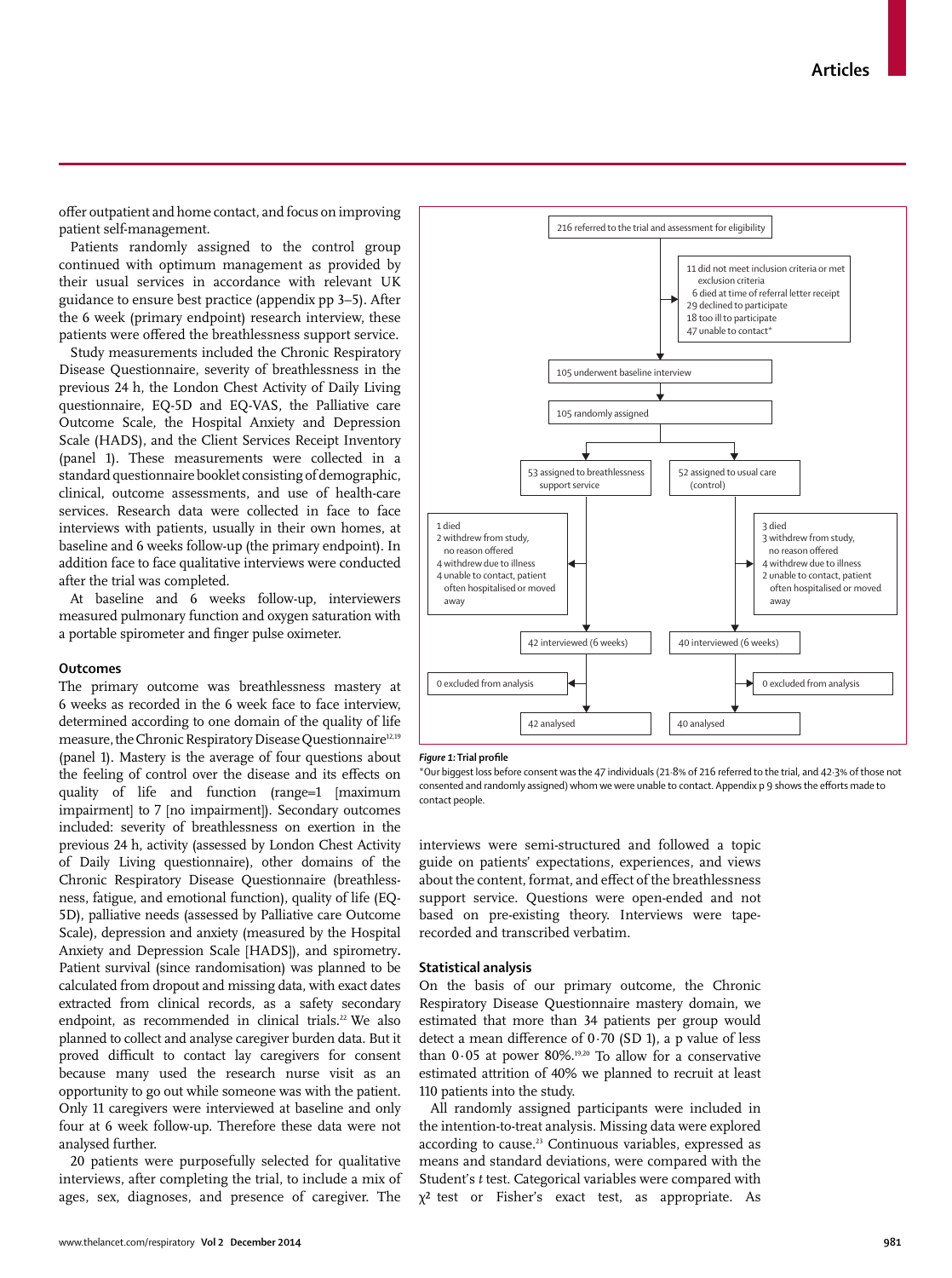offer outpatient and home contact, and focus on improving patient self-management.

Patients randomly assigned to the control group continued with optimum management as provided by their usual services in accordance with relevant UK guidance to ensure best practice (appendix pp 3–5). After the 6 week (primary endpoint) research interview, these patients were offered the breathlessness support service.

Study measurements included the Chronic Respiratory Disease Questionnaire, severity of breathlessness in the previous 24 h, the London Chest Activity of Daily Living questionnaire, EQ-5D and EQ-VAS, the Palliative care Outcome Scale, the Hospital Anxiety and Depression Scale (HADS), and the Client Services Receipt Inventory (panel 1). These measurements were collected in a standard questionnaire booklet consisting of demographic, clinical, outcome assessments, and use of health-care services. Research data were collected in face to face interviews with patients, usually in their own homes, at baseline and 6 weeks follow-up (the primary endpoint). In addition face to face qualitative interviews were conducted after the trial was completed.

At baseline and 6 weeks follow-up, interviewers measured pulmonary function and oxygen saturation with a portable spirometer and finger pulse oximeter.

## Outcomes

The primary outcome was breathlessness mastery at 6 weeks as recorded in the 6 week face to face interview, determined according to one domain of the quality of life measure, the Chronic Respiratory Disease Questionnaire[12,19] (panel 1). Mastery is the average of four questions about the feeling of control over the disease and its effects on quality of life and function (range=1 [maximum impairment] to 7 [no impairment]). Secondary outcomes included: severity of breathlessness on exertion in the previous 24 h, activity (assessed by London Chest Activity of Daily Living questionnaire), other domains of the Chronic Respiratory Disease Questionnaire (breathlessness, fatigue, and emotional function), quality of life (EQ-5D), palliative needs (assessed by Palliative care Outcome Scale), depression and anxiety (measured by the Hospital Anxiety and Depression Scale [HADS]), and spirometry. Patient survival (since randomisation) was planned to be calculated from dropout and missing data, with exact dates extracted from clinical records, as a safety secondary endpoint, as recommended in clinical trials.[22] We also planned to collect and analyse caregiver burden data. But it proved difficult to contact lay caregivers for consent because many used the research nurse visit as an opportunity to go out while someone was with the patient. Only 11 caregivers were interviewed at baseline and only four at 6 week follow-up. Therefore these data were not analysed further.

20 patients were purposefully selected for qualitative interviews, after completing the trial, to include a mix of ages, sex, diagnoses, and presence of caregiver. The interviews were semi-structured and followed a topic guide on patients' expectations, experiences, and views about the content, format, and effect of the breathlessness support service. Questions were open-ended and not based on pre-existing theory. Interviews were tape-recorded and transcribed verbatim.

216 referred to the trial and assessment for eligibility

11 did not meet inclusion criteria or met exclusion criteria
6 died at time of referral letter receipt
29 declined to participate
18 too ill to participate
47 unable to contact*

105 underwent baseline interview

105 randomly assigned

53 assigned to breathlessness support service

1 died
2 withdrew from study, no reason offered
4 withdrew due to illness
4 unable to contact, patient often hospitalised or moved away

42 interviewed (6 weeks)

0 excluded from analysis

42 analysed

52 assigned to usual care (control)

3 died
3 withdrew from study, no reason offered
4 withdrew due to illness
2 unable to contact, patient often hospitalised or moved away

40 interviewed (6 weeks)

0 excluded from analysis

40 analysed

***Figure 1:* Trial profile**

*Our biggest loss before consent was the 47 individuals (21·8% of 216 referred to the trial, and 42·3% of those not consented and randomly assigned) whom we were unable to contact. Appendix p 9 shows the efforts made to contact people.

## Statistical analysis

On the basis of our primary outcome, the Chronic Respiratory Disease Questionnaire mastery domain, we estimated that more than 34 patients per group would detect a mean difference of 0·70 (SD 1), a p value of less than 0·05 at power 80%.[19,20] To allow for a conservative estimated attrition of 40% we planned to recruit at least 110 patients into the study.

All randomly assigned participants were included in the intention-to-treat analysis. Missing data were explored according to cause.[23] Continuous variables, expressed as means and standard deviations, were compared with the Student's *t* test. Categorical variables were compared with $\chi^2$ test or Fisher's exact test, as appropriate. As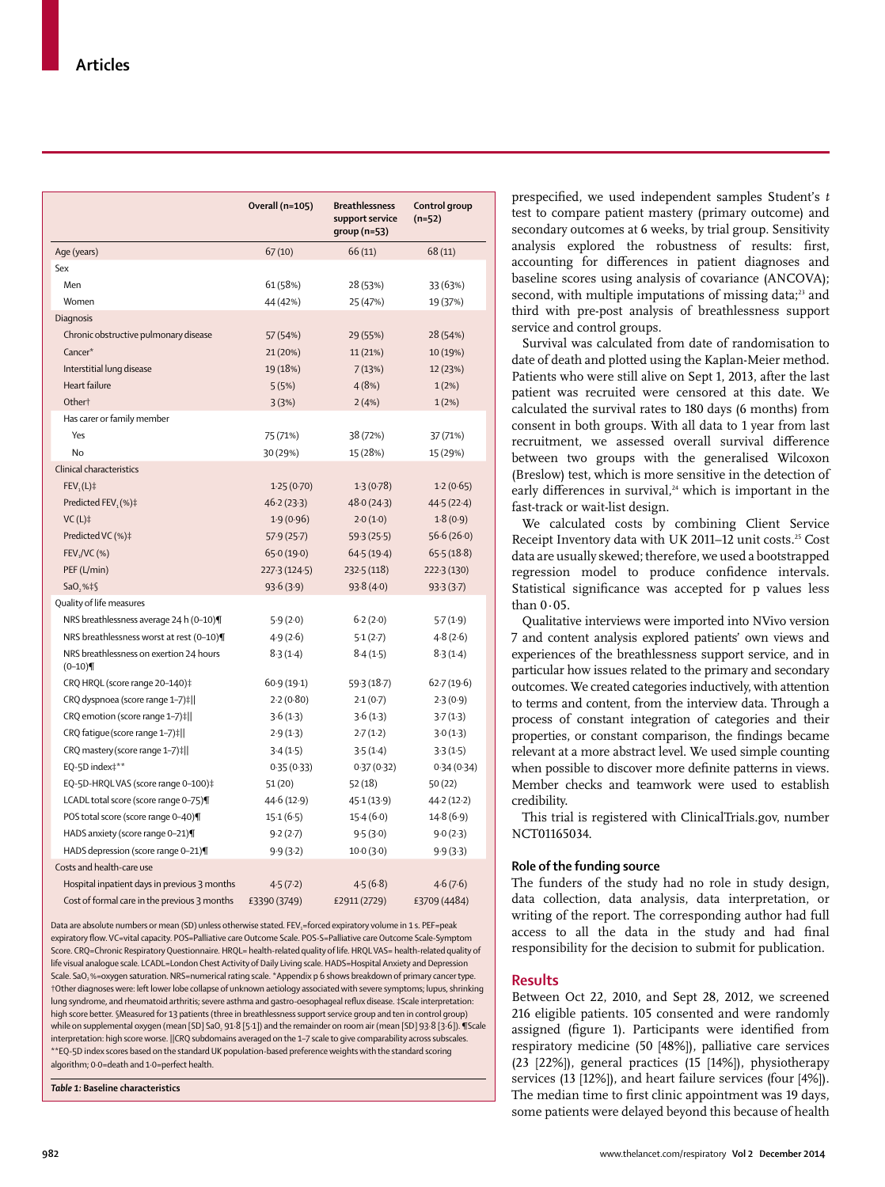| | Overall (n=105) | Breathlessness support service group (n=53) | Control group (n=52) |
|---|---|---|---|
| Age (years) | 67 (10) | 66 (11) | 68 (11) |
| Sex | | | |
| Men | 61 (58%) | 28 (53%) | 33 (63%) |
| Women | 44 (42%) | 25 (47%) | 19 (37%) |
| Diagnosis | | | |
| Chronic obstructive pulmonary disease | 57 (54%) | 29 (55%) | 28 (54%) |
| Cancer* | 21 (20%) | 11 (21%) | 10 (19%) |
| Interstitial lung disease | 19 (18%) | 7 (13%) | 12 (23%) |
| Heart failure | 5 (5%) | 4 (8%) | 1 (2%) |
| Other† | 3 (3%) | 2 (4%) | 1 (2%) |
| Has carer or family member | | | |
| Yes | 75 (71%) | 38 (72%) | 37 (71%) |
| No | 30 (29%) | 15 (28%) | 15 (29%) |
| Clinical characteristics | | | |
| $FEV_1$ (L)‡ | 1·25 (0·70) | 1·3 (0·78) | 1·2 (0·65) |
| Predicted $FEV_1$ (%)‡ | 46·2 (23·3) | 48·0 (24·3) | 44·5 (22·4) |
| VC (L)‡ | 1·9 (0·96) | 2·0 (1·0) | 1·8 (0·9) |
| Predicted VC (%)‡ | 57·9 (25·7) | 59·3 (25·5) | 56·6 (26·0) |
| $FEV_1$/VC (%) | 65·0 (19·0) | 64·5 (19·4) | 65·5 (18·8) |
| PEF (L/min) | 227·3 (124·5) | 232·5 (118) | 222·3 (130) |
| $SaO_2$ %‡§ | 93·6 (3·9) | 93·8 (4·0) | 93·3 (3·7) |
| Quality of life measures | | | |
| NRS breathlessness average 24 h (0–10)¶ | 5·9 (2·0) | 6·2 (2·0) | 5·7 (1·9) |
| NRS breathlessness worst at rest (0–10)¶ | 4·9 (2·6) | 5·1 (2·7) | 4·8 (2·6) |
| NRS breathlessness on exertion 24 hours (0–10)¶ | 8·3 (1·4) | 8·4 (1·5) | 8·3 (1·4) |
| CRQ HRQL (score range 20–140)‡ | 60·9 (19·1) | 59·3 (18·7) | 62·7 (19·6) |
| CRQ dyspnoea (score range 1–7)‡‖ | 2·2 (0·80) | 2·1 (0·7) | 2·3 (0·9) |
| CRQ emotion (score range 1–7)‡‖ | 3·6 (1·3) | 3·6 (1·3) | 3·7 (1·3) |
| CRQ fatigue (score range 1–7)‡‖ | 2·9 (1·3) | 2·7 (1·2) | 3·0 (1·3) |
| CRQ mastery (score range 1–7)‡‖ | 3·4 (1·5) | 3·5 (1·4) | 3·3 (1·5) |
| EQ-5D index‡** | 0·35 (0·33) | 0·37 (0·32) | 0·34 (0·34) |
| EQ-5D-HRQL VAS (score range 0–100)‡ | 51 (20) | 52 (18) | 50 (22) |
| LCADL total score (score range 0–75)¶ | 44·6 (12·9) | 45·1 (13·9) | 44·2 (12·2) |
| POS total score (score range 0–40)¶ | 15·1 (6·5) | 15·4 (6·0) | 14·8 (6·9) |
| HADS anxiety (score range 0–21)¶ | 9·2 (2·7) | 9·5 (3·0) | 9·0 (2·3) |
| HADS depression (score range 0–21)¶ | 9·9 (3·2) | 10·0 (3·0) | 9·9 (3·3) |
| Costs and health-care use | | | |
| Hospital inpatient days in previous 3 months | 4·5 (7·2) | 4·5 (6·8) | 4·6 (7·6) |
| Cost of formal care in the previous 3 months | £3390 (3749) | £2911 (2729) | £3709 (4484) |

Data are absolute numbers or mean (SD) unless otherwise stated. $FEV_1$=forced expiratory volume in 1 s. PEF=peak expiratory flow. VC=vital capacity. POS=Palliative care Outcome Scale. POS-S=Palliative care Outcome Scale-Symptom Score. CRQ=Chronic Respiratory Questionnaire. HRQL= health-related quality of life. HRQL VAS= health-related quality of life visual analogue scale. LCADL=London Chest Activity of Daily Living scale. HADS=Hospital Anxiety and Depression Scale. $SaO_2$%=oxygen saturation. NRS=numerical rating scale. *Appendix p 6 shows breakdown of primary cancer type. †Other diagnoses were: left lower lobe collapse of unknown aetiology associated with severe symptoms; lupus, shrinking lung syndrome, and rheumatoid arthritis; severe asthma and gastro-oesophageal reflux disease. ‡Scale interpretation: high score better. §Measured for 13 patients (three in breathlessness support service group and ten in control group) while on supplemental oxygen (mean [SD] $SaO_2$ 91·8 [5·1]) and the remainder on room air (mean [SD] 93·8 [3·6]). ¶Scale interpretation: high score worse. ‖CRQ subdomains averaged on the 1–7 scale to give comparability across subscales. **EQ-5D index scores based on the standard UK population-based preference weights with the standard scoring algorithm; 0·0=death and 1·0=perfect health.

*Table 1:* **Baseline characteristics**

prespecified, we used independent samples Student's *t* test to compare patient mastery (primary outcome) and secondary outcomes at 6 weeks, by trial group. Sensitivity analysis explored the robustness of results: first, accounting for differences in patient diagnoses and baseline scores using analysis of covariance (ANCOVA); second, with multiple imputations of missing data;[23] and third with pre-post analysis of breathlessness support service and control groups.

Survival was calculated from date of randomisation to date of death and plotted using the Kaplan-Meier method. Patients who were still alive on Sept 1, 2013, after the last patient was recruited were censored at this date. We calculated the survival rates to 180 days (6 months) from consent in both groups. With all data to 1 year from last recruitment, we assessed overall survival difference between two groups with the generalised Wilcoxon (Breslow) test, which is more sensitive in the detection of early differences in survival,[24] which is important in the fast-track or wait-list design.

We calculated costs by combining Client Service Receipt Inventory data with UK 2011–12 unit costs.[25] Cost data are usually skewed; therefore, we used a bootstrapped regression model to produce confidence intervals. Statistical significance was accepted for p values less than 0·05.

Qualitative interviews were imported into NVivo version 7 and content analysis explored patients' own views and experiences of the breathlessness support service, and in particular how issues related to the primary and secondary outcomes. We created categories inductively, with attention to terms and content, from the interview data. Through a process of constant integration of categories and their properties, or constant comparison, the findings became relevant at a more abstract level. We used simple counting when possible to discover more definite patterns in views. Member checks and teamwork were used to establish credibility.

This trial is registered with ClinicalTrials.gov, number NCT01165034.

### Role of the funding source

The funders of the study had no role in study design, data collection, data analysis, data interpretation, or writing of the report. The corresponding author had full access to all the data in the study and had final responsibility for the decision to submit for publication.

## Results

Between Oct 22, 2010, and Sept 28, 2012, we screened 216 eligible patients. 105 consented and were randomly assigned (figure 1). Participants were identified from respiratory medicine (50 [48%]), palliative care services (23 [22%]), general practices (15 [14%]), physiotherapy services (13 [12%]), and heart failure services (four [4%]). The median time to first clinic appointment was 19 days, some patients were delayed beyond this because of health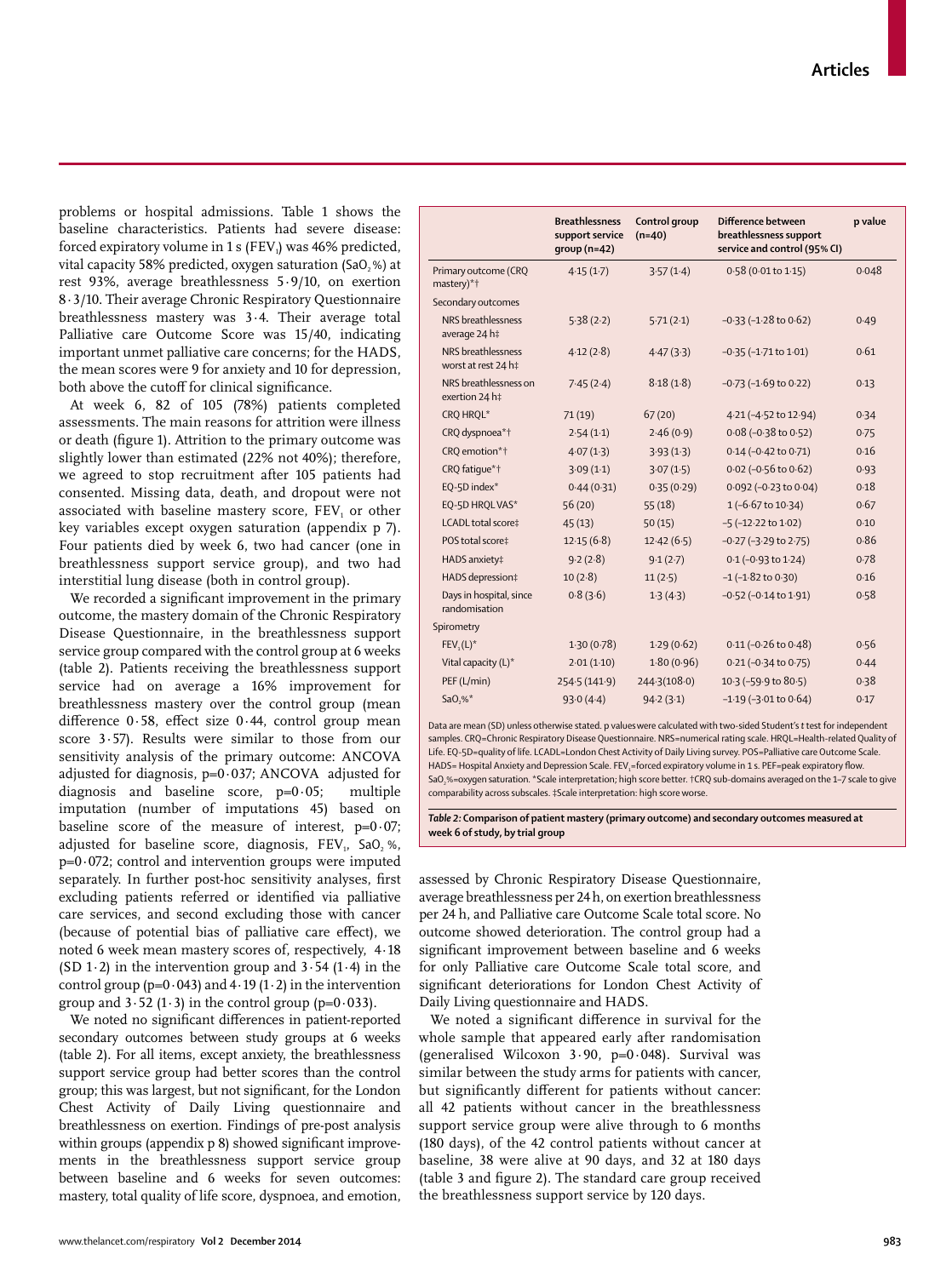problems or hospital admissions. Table 1 shows the baseline characteristics. Patients had severe disease: forced expiratory volume in 1 s ($FEV_1$) was 46% predicted, vital capacity 58% predicted, oxygen saturation ($SaO_2$%) at rest 93%, average breathlessness 5·9/10, on exertion 8·3/10. Their average Chronic Respiratory Questionnaire breathlessness mastery was 3·4. Their average total Palliative care Outcome Score was 15/40, indicating important unmet palliative care concerns; for the HADS, the mean scores were 9 for anxiety and 10 for depression, both above the cutoff for clinical significance.

At week 6, 82 of 105 (78%) patients completed assessments. The main reasons for attrition were illness or death (figure 1). Attrition to the primary outcome was slightly lower than estimated (22% not 40%); therefore, we agreed to stop recruitment after 105 patients had consented. Missing data, death, and dropout were not associated with baseline mastery score, $FEV_1$ or other key variables except oxygen saturation (appendix p 7). Four patients died by week 6, two had cancer (one in breathlessness support service group), and two had interstitial lung disease (both in control group).

We recorded a significant improvement in the primary outcome, the mastery domain of the Chronic Respiratory Disease Questionnaire, in the breathlessness support service group compared with the control group at 6 weeks (table 2). Patients receiving the breathlessness support service had on average a 16% improvement for breathlessness mastery over the control group (mean difference 0·58, effect size 0·44, control group mean score 3·57). Results were similar to those from our sensitivity analysis of the primary outcome: ANCOVA adjusted for diagnosis, p=0·037; ANCOVA adjusted for diagnosis and baseline score, p=0·05; multiple imputation (number of imputations 45) based on baseline score of the measure of interest, p=0·07; adjusted for baseline score, diagnosis, $FEV_1$, $SaO_2$ %, p=0·072; control and intervention groups were imputed separately. In further post-hoc sensitivity analyses, first excluding patients referred or identified via palliative care services, and second excluding those with cancer (because of potential bias of palliative care effect), we noted 6 week mean mastery scores of, respectively, 4·18 (SD 1·2) in the intervention group and 3·54 (1·4) in the control group (p=0·043) and 4·19 (1·2) in the intervention group and 3·52 (1·3) in the control group (p=0·033).

We noted no significant differences in patient-reported secondary outcomes between study groups at 6 weeks (table 2). For all items, except anxiety, the breathlessness support service group had better scores than the control group; this was largest, but not significant, for the London Chest Activity of Daily Living questionnaire and breathlessness on exertion. Findings of pre-post analysis within groups (appendix p 8) showed significant improvements in the breathlessness support service group between baseline and 6 weeks for seven outcomes: mastery, total quality of life score, dyspnoea, and emotion, assessed by Chronic Respiratory Disease Questionnaire, average breathlessness per 24 h, on exertion breathlessness per 24 h, and Palliative care Outcome Scale total score. No outcome showed deterioration. The control group had a significant improvement between baseline and 6 weeks for only Palliative care Outcome Scale total score, and significant deteriorations for London Chest Activity of Daily Living questionnaire and HADS.

We noted a significant difference in survival for the whole sample that appeared early after randomisation (generalised Wilcoxon 3·90, p=0·048). Survival was similar between the study arms for patients with cancer, but significantly different for patients without cancer: all 42 patients without cancer in the breathlessness support service group were alive through to 6 months (180 days), of the 42 control patients without cancer at baseline, 38 were alive at 90 days, and 32 at 180 days (table 3 and figure 2). The standard care group received the breathlessness support service by 120 days.

| | Breathlessness support service group (n=42) | Control group (n=40) | Difference between breathlessness support service and control (95% CI) | p value |
|---|---|---|---|---|
| Primary outcome (CRQ mastery)*† | 4·15 (1·7) | 3·57 (1·4) | 0·58 (0·01 to 1·15) | 0·048 |
| Secondary outcomes | | | | |
| NRS breathlessness average 24 h‡ | 5·38 (2·2) | 5·71 (2·1) | −0·33 (−1·28 to 0·62) | 0·49 |
| NRS breathlessness worst at rest 24 h‡ | 4·12 (2·8) | 4·47 (3·3) | −0·35 (−1·71 to 1·01) | 0·61 |
| NRS breathlessness on exertion 24 h‡ | 7·45 (2·4) | 8·18 (1·8) | −0·73 (−1·69 to 0·22) | 0·13 |
| CRQ HRQL* | 71 (19) | 67 (20) | 4·21 (−4·52 to 12·94) | 0·34 |
| CRQ dyspnoea*† | 2·54 (1·1) | 2·46 (0·9) | 0·08 (−0·38 to 0·52) | 0·75 |
| CRQ emotion*† | 4·07 (1·3) | 3·93 (1·3) | 0·14 (−0·42 to 0·71) | 0·16 |
| CRQ fatigue*† | 3·09 (1·1) | 3·07 (1·5) | 0·02 (−0·56 to 0·62) | 0·93 |
| EQ-5D index* | 0·44 (0·31) | 0·35 (0·29) | 0·092 (−0·23 to 0·04) | 0·18 |
| EQ-5D HRQL VAS* | 56 (20) | 55 (18) | 1 (−6·67 to 10·34) | 0·67 |
| LCADL total score‡ | 45 (13) | 50 (15) | −5 (−12·22 to 1·02) | 0·10 |
| POS total score‡ | 12·15 (6·8) | 12·42 (6·5) | −0·27 (−3·29 to 2·75) | 0·86 |
| HADS anxiety‡ | 9·2 (2·8) | 9·1 (2·7) | 0·1 (−0·93 to 1·24) | 0·78 |
| HADS depression‡ | 10 (2·8) | 11 (2·5) | −1 (−1·82 to 0·30) | 0·16 |
| Days in hospital, since randomisation | 0·8 (3·6) | 1·3 (4·3) | −0·52 (−0·14 to 1·91) | 0·58 |
| Spirometry | | | | |
| $FEV_1$ (L)* | 1·30 (0·78) | 1·29 (0·62) | 0·11 (−0·26 to 0·48) | 0·56 |
| Vital capacity (L)* | 2·01 (1·10) | 1·80 (0·96) | 0·21 (−0·34 to 0·75) | 0·44 |
| PEF (L/min) | 254·5 (141·9) | 244·3(108·0) | 10·3 (−59·9 to 80·5) | 0·38 |
| $SaO_2$%* | 93·0 (4·4) | 94·2 (3·1) | −1·19 (−3·01 to 0·64) | 0·17 |

Data are mean (SD) unless otherwise stated. p values were calculated with two-sided Student's *t* test for independent samples. CRQ=Chronic Respiratory Disease Questionnaire. NRS=numerical rating scale. HRQL=Health-related Quality of Life. EQ-5D=quality of life. LCADL=London Chest Activity of Daily Living survey. POS=Palliative care Outcome Scale. HADS= Hospital Anxiety and Depression Scale. $FEV_1$=forced expiratory volume in 1 s. PEF=peak expiratory flow. $SaO_2$%=oxygen saturation. *Scale interpretation; high score better. †CRQ sub-domains averaged on the 1–7 scale to give comparability across subscales. ‡Scale interpretation: high score worse.

*Table 2:* **Comparison of patient mastery (primary outcome) and secondary outcomes measured at week 6 of study, by trial group**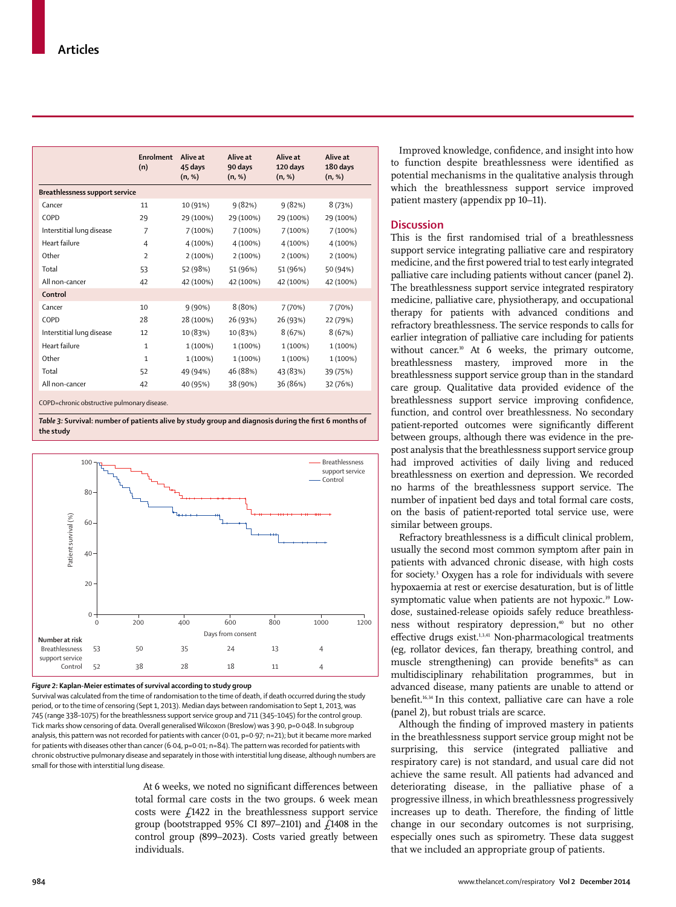|  | Enrolment (n) | Alive at 45 days (n, %) | Alive at 90 days (n, %) | Alive at 120 days (n, %) | Alive at 180 days (n, %) |
|---|---|---|---|---|---|
| **Breathlessness support service** |  |  |  |  |  |
| Cancer | 11 | 10 (91%) | 9 (82%) | 9 (82%) | 8 (73%) |
| COPD | 29 | 29 (100%) | 29 (100%) | 29 (100%) | 29 (100%) |
| Interstitial lung disease | 7 | 7 (100%) | 7 (100%) | 7 (100%) | 7 (100%) |
| Heart failure | 4 | 4 (100%) | 4 (100%) | 4 (100%) | 4 (100%) |
| Other | 2 | 2 (100%) | 2 (100%) | 2 (100%) | 2 (100%) |
| Total | 53 | 52 (98%) | 51 (96%) | 51 (96%) | 50 (94%) |
| All non-cancer | 42 | 42 (100%) | 42 (100%) | 42 (100%) | 42 (100%) |
| **Control** |  |  |  |  |  |
| Cancer | 10 | 9 (90%) | 8 (80%) | 7 (70%) | 7 (70%) |
| COPD | 28 | 28 (100%) | 26 (93%) | 26 (93%) | 22 (79%) |
| Interstitial lung disease | 12 | 10 (83%) | 10 (83%) | 8 (67%) | 8 (67%) |
| Heart failure | 1 | 1 (100%) | 1 (100%) | 1 (100%) | 1 (100%) |
| Other | 1 | 1 (100%) | 1 (100%) | 1 (100%) | 1 (100%) |
| Total | 52 | 49 (94%) | 46 (88%) | 43 (83%) | 39 (75%) |
| All non-cancer | 42 | 40 (95%) | 38 (90%) | 36 (86%) | 32 (76%) |

COPD=chronic obstructive pulmonary disease.

*Table 3:* **Survival: number of patients alive by study group and diagnosis during the first 6 months of the study**

| Number at risk | 0 | 200 | 400 | 600 | 800 | 1000 |
|---|---|---|---|---|---|---|
| Breathlessness support service | 53 | 50 | 35 | 24 | 13 | 4 |
| Control | 52 | 38 | 28 | 18 | 11 | 4 |

*Figure 2:* **Kaplan-Meier estimates of survival according to study group**

Survival was calculated from the time of randomisation to the time of death, if death occurred during the study period, or to the time of censoring (Sept 1, 2013). Median days between randomisation to Sept 1, 2013, was 745 (range 338–1075) for the breathlessness support service group and 711 (345–1045) for the control group. Tick marks show censoring of data. Overall generalised Wilcoxon (Breslow) was 3·90, p=0·048. In subgroup analysis, this pattern was not recorded for patients with cancer (0·01, p=0·97; n=21); but it became more marked for patients with diseases other than cancer (6·04, p=0·01; n=84). The pattern was recorded for patients with chronic obstructive pulmonary disease and separately in those with interstitial lung disease, although numbers are small for those with interstitial lung disease.

At 6 weeks, we noted no significant differences between total formal care costs in the two groups. 6 week mean costs were £1422 in the breathlessness support service group (bootstrapped 95% CI 897–2101) and £1408 in the control group (899–2023). Costs varied greatly between individuals.

Improved knowledge, confidence, and insight into how to function despite breathlessness were identified as potential mechanisms in the qualitative analysis through which the breathlessness support service improved patient mastery (appendix pp 10–11).

## Discussion

This is the first randomised trial of a breathlessness support service integrating palliative care and respiratory medicine, and the first powered trial to test early integrated palliative care including patients without cancer (panel 2). The breathlessness support service integrated respiratory medicine, palliative care, physiotherapy, and occupational therapy for patients with advanced conditions and refractory breathlessness. The service responds to calls for earlier integration of palliative care including for patients without cancer.[10] At 6 weeks, the primary outcome, breathlessness mastery, improved more in the breathlessness support service group than in the standard care group. Qualitative data provided evidence of the breathlessness support service improving confidence, function, and control over breathlessness. No secondary patient-reported outcomes were significantly different between groups, although there was evidence in the pre-post analysis that the breathlessness support service group had improved activities of daily living and reduced breathlessness on exertion and depression. We recorded no harms of the breathlessness support service. The number of inpatient bed days and total formal care costs, on the basis of patient-reported total service use, were similar between groups.

Refractory breathlessness is a difficult clinical problem, usually the second most common symptom after pain in patients with advanced chronic disease, with high costs for society.[3] Oxygen has a role for individuals with severe hypoxaemia at rest or exercise desaturation, but is of little symptomatic value when patients are not hypoxic.[39] Low-dose, sustained-release opioids safely reduce breathlessness without respiratory depression,[40] but no other effective drugs exist.[1,3,41] Non-pharmacological treatments (eg, rollator devices, fan therapy, breathing control, and muscle strengthening) can provide benefits[16] as can multidisciplinary rehabilitation programmes, but in advanced disease, many patients are unable to attend or benefit.[16,34] In this context, palliative care can have a role (panel 2), but robust trials are scarce.

Although the finding of improved mastery in patients in the breathlessness support service group might not be surprising, this service (integrated palliative and respiratory care) is not standard, and usual care did not achieve the same result. All patients had advanced and deteriorating disease, in the palliative phase of a progressive illness, in which breathlessness progressively increases up to death. Therefore, the finding of little change in our secondary outcomes is not surprising, especially ones such as spirometry. These data suggest that we included an appropriate group of patients.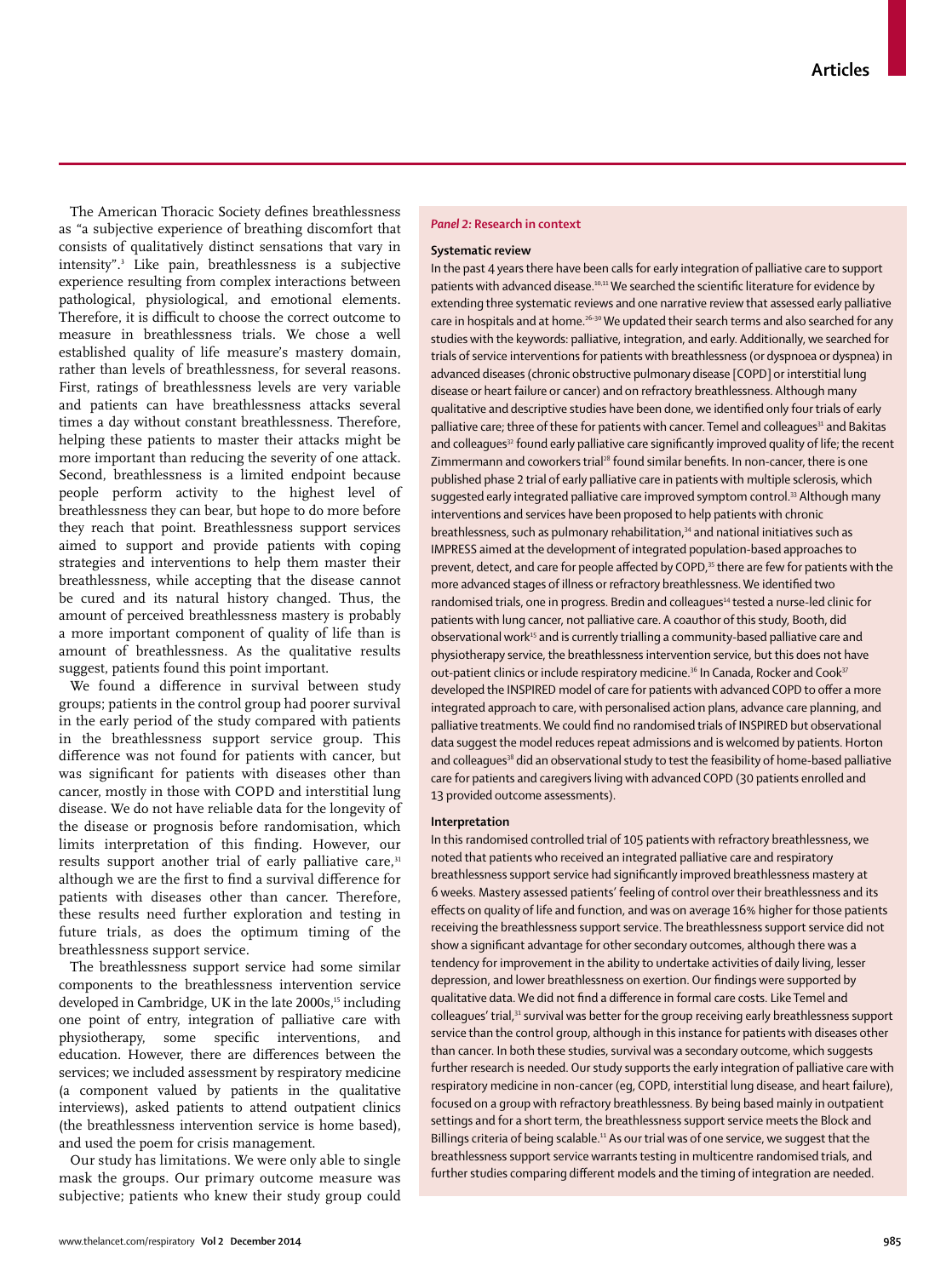The American Thoracic Society defines breathlessness as "a subjective experience of breathing discomfort that consists of qualitatively distinct sensations that vary in intensity".[3] Like pain, breathlessness is a subjective experience resulting from complex interactions between pathological, physiological, and emotional elements. Therefore, it is difficult to choose the correct outcome to measure in breathlessness trials. We chose a well established quality of life measure's mastery domain, rather than levels of breathlessness, for several reasons. First, ratings of breathlessness levels are very variable and patients can have breathlessness attacks several times a day without constant breathlessness. Therefore, helping these patients to master their attacks might be more important than reducing the severity of one attack. Second, breathlessness is a limited endpoint because people perform activity to the highest level of breathlessness they can bear, but hope to do more before they reach that point. Breathlessness support services aimed to support and provide patients with coping strategies and interventions to help them master their breathlessness, while accepting that the disease cannot be cured and its natural history changed. Thus, the amount of perceived breathlessness mastery is probably a more important component of quality of life than is amount of breathlessness. As the qualitative results suggest, patients found this point important.

We found a difference in survival between study groups; patients in the control group had poorer survival in the early period of the study compared with patients in the breathlessness support service group. This difference was not found for patients with cancer, but was significant for patients with diseases other than cancer, mostly in those with COPD and interstitial lung disease. We do not have reliable data for the longevity of the disease or prognosis before randomisation, which limits interpretation of this finding. However, our results support another trial of early palliative care,[31] although we are the first to find a survival difference for patients with diseases other than cancer. Therefore, these results need further exploration and testing in future trials, as does the optimum timing of the breathlessness support service.

The breathlessness support service had some similar components to the breathlessness intervention service developed in Cambridge, UK in the late 2000s,[15] including one point of entry, integration of palliative care with physiotherapy, some specific interventions, and education. However, there are differences between the services; we included assessment by respiratory medicine (a component valued by patients in the qualitative interviews), asked patients to attend outpatient clinics (the breathlessness intervention service is home based), and used the poem for crisis management.

Our study has limitations. We were only able to single mask the groups. Our primary outcome measure was subjective; patients who knew their study group could

### *Panel 2:* Research in context

**Systematic review**

In the past 4 years there have been calls for early integration of palliative care to support patients with advanced disease.[10,11] We searched the scientific literature for evidence by extending three systematic reviews and one narrative review that assessed early palliative care in hospitals and at home.[26–30] We updated their search terms and also searched for any studies with the keywords: palliative, integration, and early. Additionally, we searched for trials of service interventions for patients with breathlessness (or dyspnoea or dyspnea) in advanced diseases (chronic obstructive pulmonary disease [COPD] or interstitial lung disease or heart failure or cancer) and on refractory breathlessness. Although many qualitative and descriptive studies have been done, we identified only four trials of early palliative care; three of these for patients with cancer. Temel and colleagues[31] and Bakitas and colleagues[32] found early palliative care significantly improved quality of life; the recent Zimmermann and coworkers trial[28] found similar benefits. In non-cancer, there is one published phase 2 trial of early palliative care in patients with multiple sclerosis, which suggested early integrated palliative care improved symptom control.[33] Although many interventions and services have been proposed to help patients with chronic breathlessness, such as pulmonary rehabilitation,[34] and national initiatives such as IMPRESS aimed at the development of integrated population-based approaches to prevent, detect, and care for people affected by COPD,[35] there are few for patients with the more advanced stages of illness or refractory breathlessness. We identified two randomised trials, one in progress. Bredin and colleagues[14] tested a nurse-led clinic for patients with lung cancer, not palliative care. A coauthor of this study, Booth, did observational work[15] and is currently trialling a community-based palliative care and physiotherapy service, the breathlessness intervention service, but this does not have out-patient clinics or include respiratory medicine.[36] In Canada, Rocker and Cook[37] developed the INSPIRED model of care for patients with advanced COPD to offer a more integrated approach to care, with personalised action plans, advance care planning, and palliative treatments. We could find no randomised trials of INSPIRED but observational data suggest the model reduces repeat admissions and is welcomed by patients. Horton and colleagues[38] did an observational study to test the feasibility of home-based palliative care for patients and caregivers living with advanced COPD (30 patients enrolled and 13 provided outcome assessments).

**Interpretation**

In this randomised controlled trial of 105 patients with refractory breathlessness, we noted that patients who received an integrated palliative care and respiratory breathlessness support service had significantly improved breathlessness mastery at 6 weeks. Mastery assessed patients' feeling of control over their breathlessness and its effects on quality of life and function, and was on average 16% higher for those patients receiving the breathlessness support service. The breathlessness support service did not show a significant advantage for other secondary outcomes, although there was a tendency for improvement in the ability to undertake activities of daily living, lesser depression, and lower breathlessness on exertion. Our findings were supported by qualitative data. We did not find a difference in formal care costs. Like Temel and colleagues' trial,[31] survival was better for the group receiving early breathlessness support service than the control group, although in this instance for patients with diseases other than cancer. In both these studies, survival was a secondary outcome, which suggests further research is needed. Our study supports the early integration of palliative care with respiratory medicine in non-cancer (eg, COPD, interstitial lung disease, and heart failure), focused on a group with refractory breathlessness. By being based mainly in outpatient settings and for a short term, the breathlessness support service meets the Block and Billings criteria of being scalable.[11] As our trial was of one service, we suggest that the breathlessness support service warrants testing in multicentre randomised trials, and further studies comparing different models and the timing of integration are needed.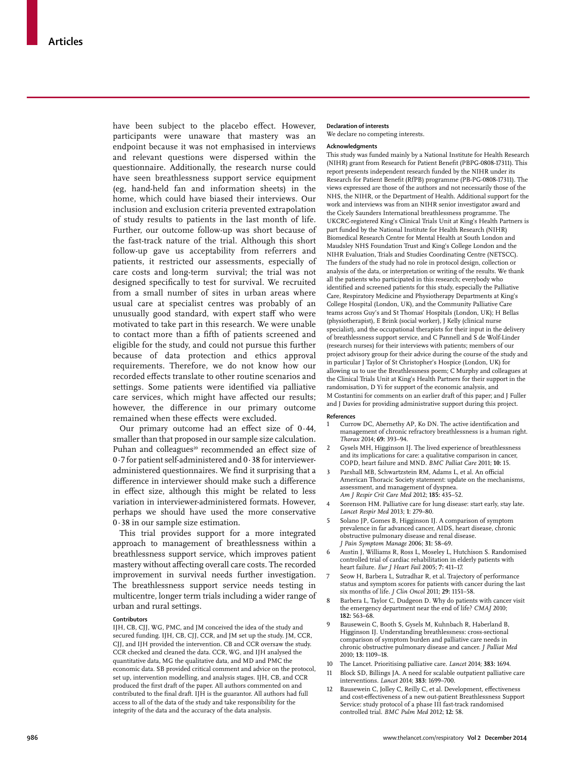have been subject to the placebo effect. However, participants were unaware that mastery was an endpoint because it was not emphasised in interviews and relevant questions were dispersed within the questionnaire. Additionally, the research nurse could have seen breathlessness support service equipment (eg, hand-held fan and information sheets) in the home, which could have biased their interviews. Our inclusion and exclusion criteria prevented extrapolation of study results to patients in the last month of life. Further, our outcome follow-up was short because of the fast-track nature of the trial. Although this short follow-up gave us acceptability from referrers and patients, it restricted our assessments, especially of care costs and long-term survival; the trial was not designed specifically to test for survival. We recruited from a small number of sites in urban areas where usual care at specialist centres was probably of an unusually good standard, with expert staff who were motivated to take part in this research. We were unable to contact more than a fifth of patients screened and eligible for the study, and could not pursue this further because of data protection and ethics approval requirements. Therefore, we do not know how our recorded effects translate to other routine scenarios and settings. Some patients were identified via palliative care services, which might have affected our results; however, the difference in our primary outcome remained when these effects were excluded.

Our primary outcome had an effect size of 0·44, smaller than that proposed in our sample size calculation. Puhan and colleagues[20] recommended an effect size of 0·7 for patient self-administered and 0·38 for interviewer-administered questionnaires. We find it surprising that a difference in interviewer should make such a difference in effect size, although this might be related to less variation in interviewer-administered formats. However, perhaps we should have used the more conservative 0·38 in our sample size estimation.

This trial provides support for a more integrated approach to management of breathlessness within a breathlessness support service, which improves patient mastery without affecting overall care costs. The recorded improvement in survival needs further investigation. The breathlessness support service needs testing in multicentre, longer term trials including a wider range of urban and rural settings.

#### Contributors

IJH, CB, CJJ, WG, PMC, and JM conceived the idea of the study and secured funding. IJH, CB, CJJ, CCR, and JM set up the study. JM, CCR, CJJ, and IJH provided the intervention. CB and CCR oversaw the study. CCR checked and cleaned the data. CCR, WG, and IJH analysed the quantitative data, MG the qualitative data, and MD and PMC the economic data. SB provided critical comment and advice on the protocol, set up, intervention modelling, and analysis stages. IJH, CB, and CCR produced the first draft of the paper. All authors commented on and contributed to the final draft. IJH is the guarantor. All authors had full access to all of the data of the study and take responsibility for the integrity of the data and the accuracy of the data analysis.

#### Declaration of interests

We declare no competing interests.

#### Acknowledgments

This study was funded mainly by a National Institute for Health Research (NIHR) grant from Research for Patient Benefit (PBPG-0808-17311). This report presents independent research funded by the NIHR under its Research for Patient Benefit (RfPB) programme (PB-PG-0808-17311). The views expressed are those of the authors and not necessarily those of the NHS, the NIHR, or the Department of Health. Additional support for the work and interviews was from an NIHR senior investigator award and the Cicely Saunders International breathlessness programme. The UKCRC-registered King's Clinical Trials Unit at King's Health Partners is part funded by the National Institute for Health Research (NIHR) Biomedical Research Centre for Mental Health at South London and Maudsley NHS Foundation Trust and King's College London and the NIHR Evaluation, Trials and Studies Coordinating Centre (NETSCC). The funders of the study had no role in protocol design, collection or analysis of the data, or interpretation or writing of the results. We thank all the patients who participated in this research; everybody who identified and screened patients for this study, especially the Palliative Care, Respiratory Medicine and Physiotherapy Departments at King's College Hospital (London, UK), and the Community Palliative Care teams across Guy's and St Thomas' Hospitals (London, UK); H Bellas (physiotherapist), E Brink (social worker), J Kelly (clinical nurse specialist), and the occupational therapists for their input in the delivery of breathlessness support service, and C Pannell and S de Wolf-Linder (research nurses) for their interviews with patients; members of our project advisory group for their advice during the course of the study and in particular J Taylor of St Christopher's Hospice (London, UK) for allowing us to use the Breathlessness poem; C Murphy and colleagues at the Clinical Trials Unit at King's Health Partners for their support in the randomisation, D Yi for support of the economic analysis, and M Costantini for comments on an earlier draft of this paper; and J Fuller and J Davies for providing administrative support during this project.

#### References

1. Currow DC, Abernethy AP, Ko DN. The active identification and management of chronic refractory breathlessness is a human right. *Thorax* 2014; **69:** 393–94.
2. Gysels MH, Higginson IJ. The lived experience of breathlessness and its implications for care: a qualitative comparison in cancer, COPD, heart failure and MND. *BMC Palliat Care* 2011; **10:** 15.
3. Parshall MB, Schwartzstein RM, Adams L, et al. An official American Thoracic Society statement: update on the mechanisms, assessment, and management of dyspnea. *Am J Respir Crit Care Med* 2012; **185:** 435–52.
4. Sorenson HM. Palliative care for lung disease: start early, stay late. *Lancet Respir Med* 2013; **1**: 279–80.
5. Solano JP, Gomes B, Higginson IJ. A comparison of symptom prevalence in far advanced cancer, AIDS, heart disease, chronic obstructive pulmonary disease and renal disease. *J Pain Symptom Manage* 2006; **31:** 58–69.
6. Austin J, Williams R, Ross L, Moseley L, Hutchison S. Randomised controlled trial of cardiac rehabilitation in elderly patients with heart failure. *Eur J Heart Fail* 2005; **7:** 411–17.
7. Seow H, Barbera L, Sutradhar R, et al. Trajectory of performance status and symptom scores for patients with cancer during the last six months of life. *J Clin Oncol* 2011; **29:** 1151–58.
8. Barbera L, Taylor C, Dudgeon D. Why do patients with cancer visit the emergency department near the end of life? *CMAJ* 2010; **182:** 563–68.
9. Bausewein C, Booth S, Gysels M, Kuhnbach R, Haberland B, Higginson IJ. Understanding breathlessness: cross-sectional comparison of symptom burden and palliative care needs in chronic obstructive pulmonary disease and cancer. *J Palliat Med* 2010; **13:** 1109–18.
10. The Lancet. Prioritising palliative care. *Lancet* 2014; **383:** 1694.
11. Block SD, Billings JA. A need for scalable outpatient palliative care interventions. *Lancet* 2014; **383:** 1699–700.
12. Bausewein C, Jolley C, Reilly C, et al. Development, effectiveness and cost-effectiveness of a new out-patient Breathlessness Support Service: study protocol of a phase III fast-track randomised controlled trial. *BMC Pulm Med* 2012; **12:** 58.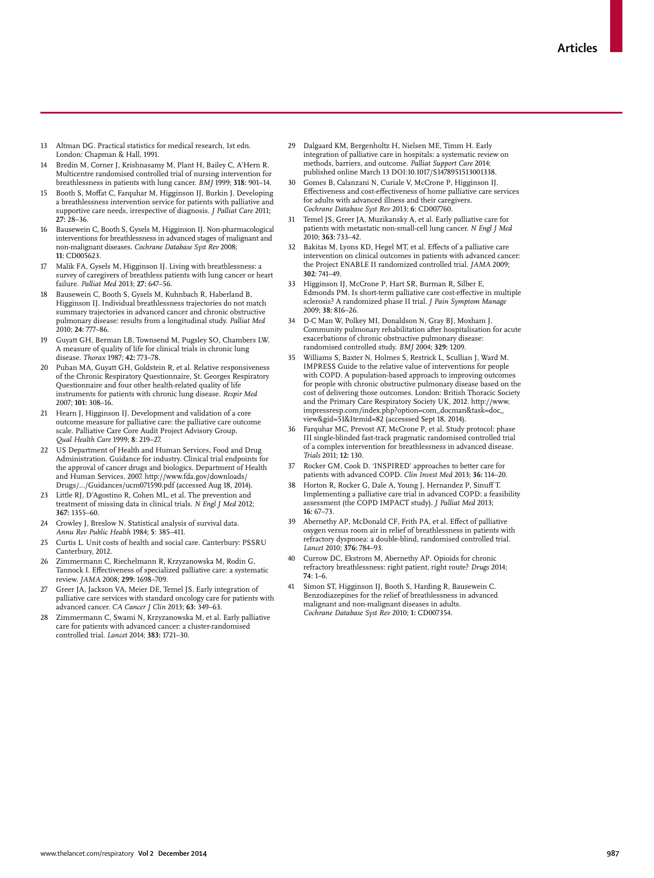13 Altman DG. Practical statistics for medical research, 1st edn. London: Chapman & Hall, 1991.

14 Bredin M, Corner J, Krishnasamy M, Plant H, Bailey C, A'Hern R. Multicentre randomised controlled trial of nursing intervention for breathlessness in patients with lung cancer. *BMJ* 1999; **318:** 901–14.

15 Booth S, Moffat C, Farquhar M, Higginson IJ, Burkin J. Developing a breathlessness intervention service for patients with palliative and supportive care needs, irrespective of diagnosis. *J Palliat Care* 2011; **27:** 28–36.

16 Bausewein C, Booth S, Gysels M, Higginson IJ. Non-pharmacological interventions for breathlessness in advanced stages of malignant and non-malignant diseases. *Cochrane Database Syst Rev* 2008; **11:** CD005623.

17 Malik FA, Gysels M, Higginson IJ. Living with breathlessness: a survey of caregivers of breathless patients with lung cancer or heart failure. *Palliat Med* 2013; **27:** 647–56.

18 Bausewein C, Booth S, Gysels M, Kuhnbach R, Haberland B, Higginson IJ. Individual breathlessness trajectories do not match summary trajectories in advanced cancer and chronic obstructive pulmonary disease: results from a longitudinal study. *Palliat Med* 2010; **24:** 777–86.

19 Guyatt GH, Berman LB, Townsend M, Pugsley SO, Chambers LW. A measure of quality of life for clinical trials in chronic lung disease. *Thorax* 1987; **42:** 773–78.

20 Puhan MA, Guyatt GH, Goldstein R, et al. Relative responsiveness of the Chronic Respiratory Questionnaire, St. Georges Respiratory Questionnaire and four other health-related quality of life instruments for patients with chronic lung disease. *Respir Med* 2007; **101:** 308–16.

21 Hearn J, Higginson IJ. Development and validation of a core outcome measure for palliative care: the palliative care outcome scale. Palliative Care Core Audit Project Advisory Group. *Qual Health Care* 1999; **8**: 219–27.

22 US Department of Health and Human Services, Food and Drug Administration. Guidance for industry. Clinical trial endpoints for the approval of cancer drugs and biologics. Department of Health and Human Services. 2007. http://www.fda.gov/downloads/Drugs/.../Guidances/ucm071590.pdf (accessed Aug 18, 2014).

23 Little RJ, D'Agostino R, Cohen ML, et al. The prevention and treatment of missing data in clinical trials. *N Engl J Med* 2012; **367:** 1355–60.

24 Crowley J, Breslow N. Statistical analysis of survival data. *Annu Rev Public Health* 1984; **5**: 385–411.

25 Curtis L. Unit costs of health and social care. Canterbury: PSSRU Canterbury, 2012.

26 Zimmermann C, Riechelmann R, Krzyzanowska M, Rodin G, Tannock I. Effectiveness of specialized palliative care: a systematic review. *JAMA* 2008; **299:** 1698–709.

27 Greer JA, Jackson VA, Meier DE, Temel JS. Early integration of palliative care services with standard oncology care for patients with advanced cancer. *CA Cancer J Clin* 2013; **63:** 349–63.

28 Zimmermann C, Swami N, Krzyzanowska M, et al. Early palliative care for patients with advanced cancer: a cluster-randomised controlled trial. *Lancet* 2014; **383:** 1721–30.

29 Dalgaard KM, Bergenholtz H, Nielsen ME, Timm H. Early integration of palliative care in hospitals: a systematic review on methods, barriers, and outcome. *Palliat Support Care* 2014; published online March 13 DOI:10.1017/S1478951513001338.

30 Gomes B, Calanzani N, Curiale V, McCrone P, Higginson IJ. Effectiveness and cost-effectiveness of home palliative care services for adults with advanced illness and their caregivers. *Cochrane Database Syst Rev* 2013; **6**: CD007760.

31 Temel JS, Greer JA, Muzikansky A, et al. Early palliative care for patients with metastatic non-small-cell lung cancer. *N Engl J Med* 2010; **363:** 733–42.

32 Bakitas M, Lyons KD, Hegel MT, et al. Effects of a palliative care intervention on clinical outcomes in patients with advanced cancer: the Project ENABLE II randomized controlled trial. *JAMA* 2009; **302**: 741–49.

33 Higginson IJ, McCrone P, Hart SR, Burman R, Silber E, Edmonds PM. Is short-term palliative care cost-effective in multiple sclerosis? A randomized phase II trial. *J Pain Symptom Manage* 2009; **38:** 816–26.

34 D-C Man W, Polkey MI, Donaldson N, Gray BJ, Moxham J. Community pulmonary rehabilitation after hospitalisation for acute exacerbations of chronic obstructive pulmonary disease: randomised controlled study. *BMJ* 2004; **329:** 1209.

35 Williams S, Baxter N, Holmes S, Restrick L, Scullian J, Ward M. IMPRESS Guide to the relative value of interventions for people with COPD. A population-based approach to improving outcomes for people with chronic obstructive pulmonary disease based on the cost of delivering those outcomes. London: British Thoracic Society and the Primary Care Respiratory Society UK, 2012. http://www.impressresp.com/index.php?option=com_docman&task=doc_view&gid=51&Itemid=82 (accesssed Sept 18, 2014).

36 Farquhar MC, Prevost AT, McCrone P, et al. Study protocol: phase III single-blinded fast-track pragmatic randomised controlled trial of a complex intervention for breathlessness in advanced disease. *Trials* 2011; **12:** 130.

37 Rocker GM, Cook D. 'INSPIRED' approaches to better care for patients with advanced COPD. *Clin Invest Med* 2013; **36:** 114–20.

38 Horton R, Rocker G, Dale A, Young J, Hernandez P, Sinuff T. Implementing a palliative care trial in advanced COPD: a feasibility assessment (the COPD IMPACT study). *J Palliat Med* 2013; **16:** 67–73.

39 Abernethy AP, McDonald CF, Frith PA, et al. Effect of palliative oxygen versus room air in relief of breathlessness in patients with refractory dyspnoea: a double-blind, randomised controlled trial. *Lancet* 2010; **376:** 784–93.

40 Currow DC, Ekstrom M, Abernethy AP. Opioids for chronic refractory breathlessness: right patient, right route? *Drugs* 2014; **74**: 1–6.

41 Simon ST, Higginson IJ, Booth S, Harding R, Bausewein C. Benzodiazepines for the relief of breathlessness in advanced malignant and non-malignant diseases in adults. *Cochrane Database Syst Rev* 2010; **1:** CD007354.